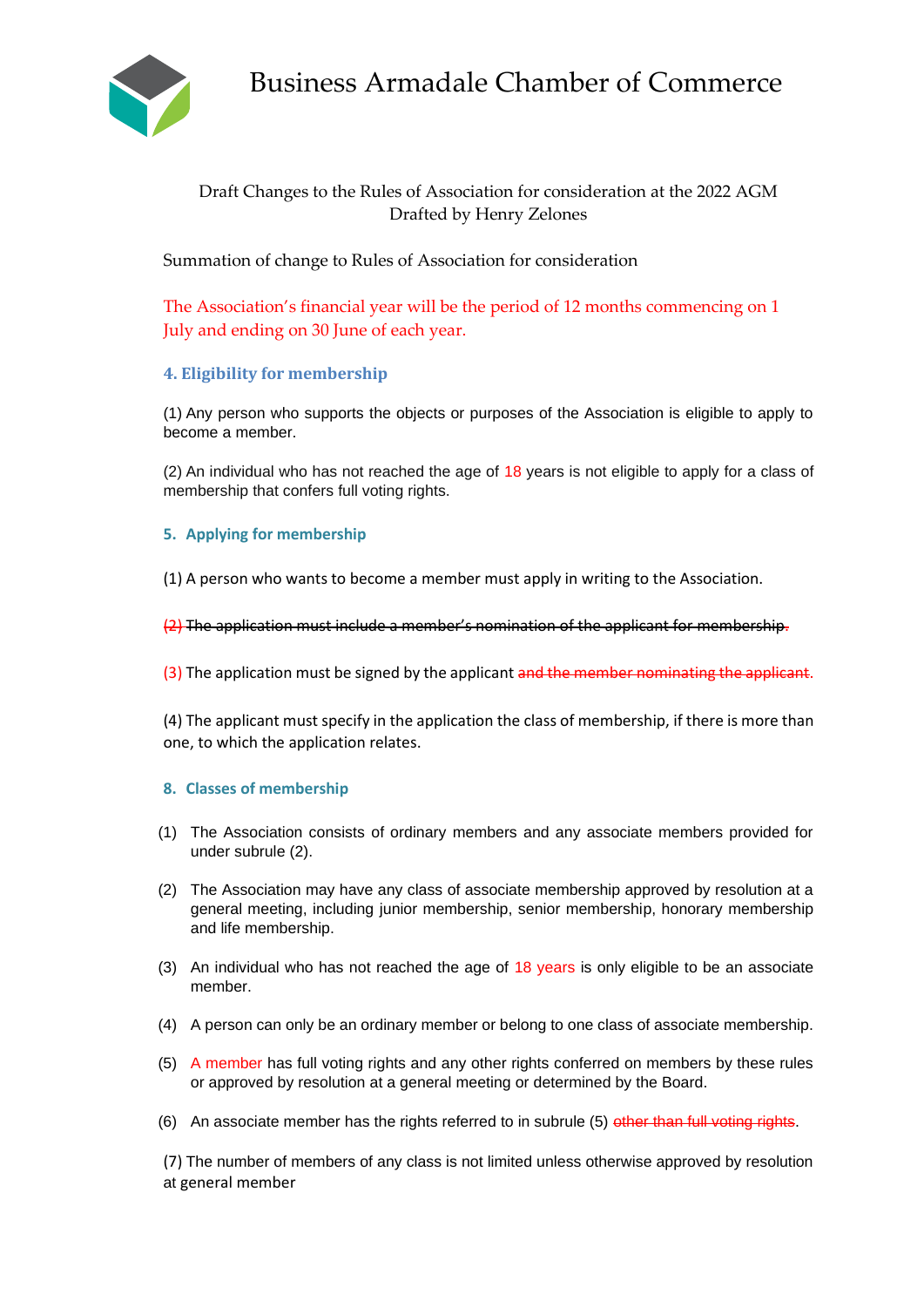# Business Armadale Chamber of Commerce

Draft Changes to the Rules of Association for consideration at the 2022 AGM
Drafted by Henry Zelones

Summation of change to Rules of Association for consideration

The Association's financial year will be the period of 12 months commencing on 1 July and ending on 30 June of each year.

### 4. Eligibility for membership

(1) Any person who supports the objects or purposes of the Association is eligible to apply to become a member.

(2) An individual who has not reached the age of 18 years is not eligible to apply for a class of membership that confers full voting rights.

### 5. Applying for membership

(1) A person who wants to become a member must apply in writing to the Association.

~~(2) The application must include a member's nomination of the applicant for membership.~~

(3) The application must be signed by the applicant ~~and the member nominating the applicant~~.

(4) The applicant must specify in the application the class of membership, if there is more than one, to which the application relates.

### 8. Classes of membership

(1) The Association consists of ordinary members and any associate members provided for under subrule (2).

(2) The Association may have any class of associate membership approved by resolution at a general meeting, including junior membership, senior membership, honorary membership and life membership.

(3) An individual who has not reached the age of 18 years is only eligible to be an associate member.

(4) A person can only be an ordinary member or belong to one class of associate membership.

(5) A member has full voting rights and any other rights conferred on members by these rules or approved by resolution at a general meeting or determined by the Board.

(6) An associate member has the rights referred to in subrule (5) ~~other than full voting rights~~.

(7) The number of members of any class is not limited unless otherwise approved by resolution at general member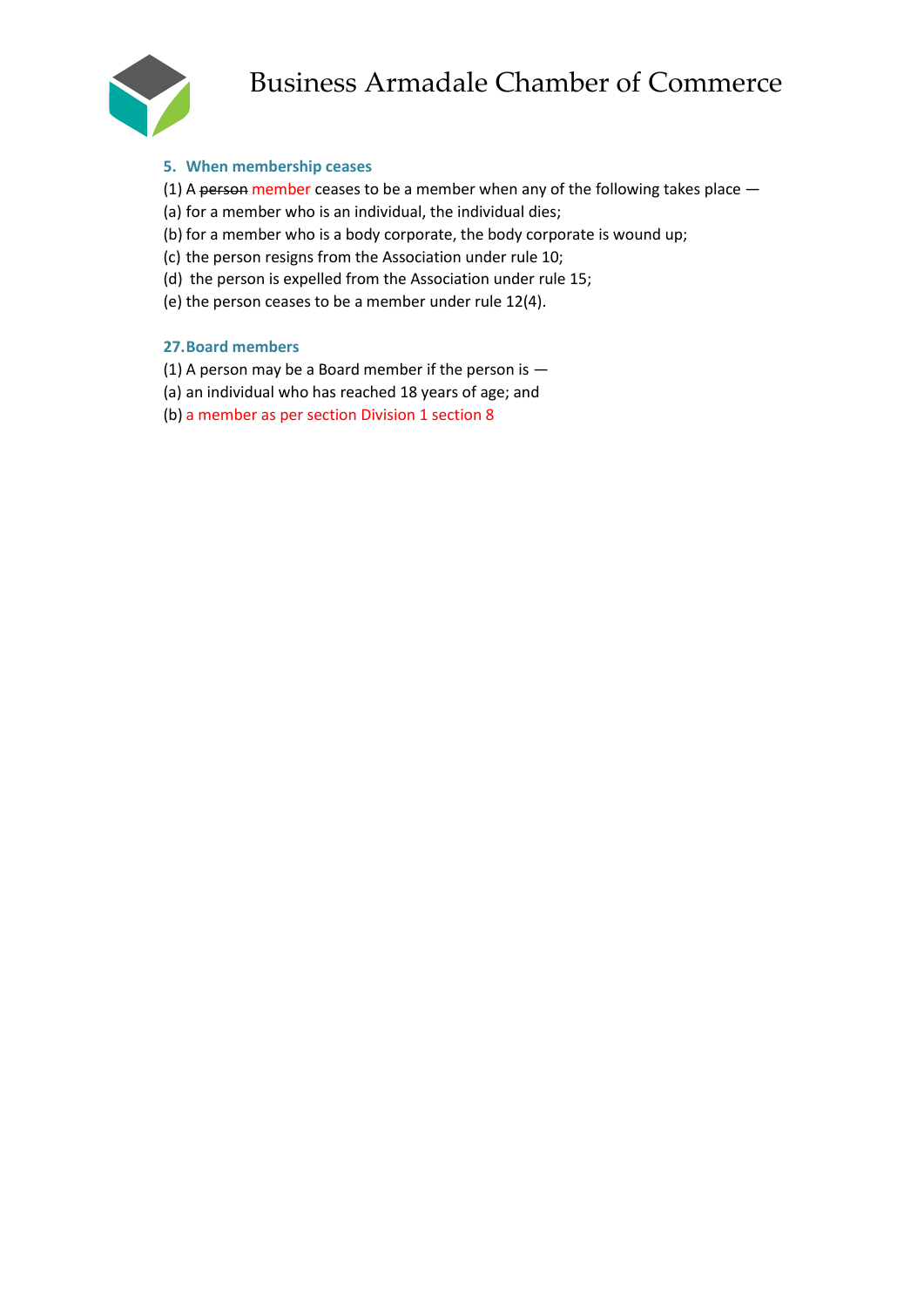### 5. When membership ceases

(1) A ~~person~~ member ceases to be a member when any of the following takes place —

(a) for a member who is an individual, the individual dies;

(b) for a member who is a body corporate, the body corporate is wound up;

(c) the person resigns from the Association under rule 10;

(d) the person is expelled from the Association under rule 15;

(e) the person ceases to be a member under rule 12(4).

### 27. Board members

(1) A person may be a Board member if the person is —

(a) an individual who has reached 18 years of age; and

(b) a member as per section Division 1 section 8